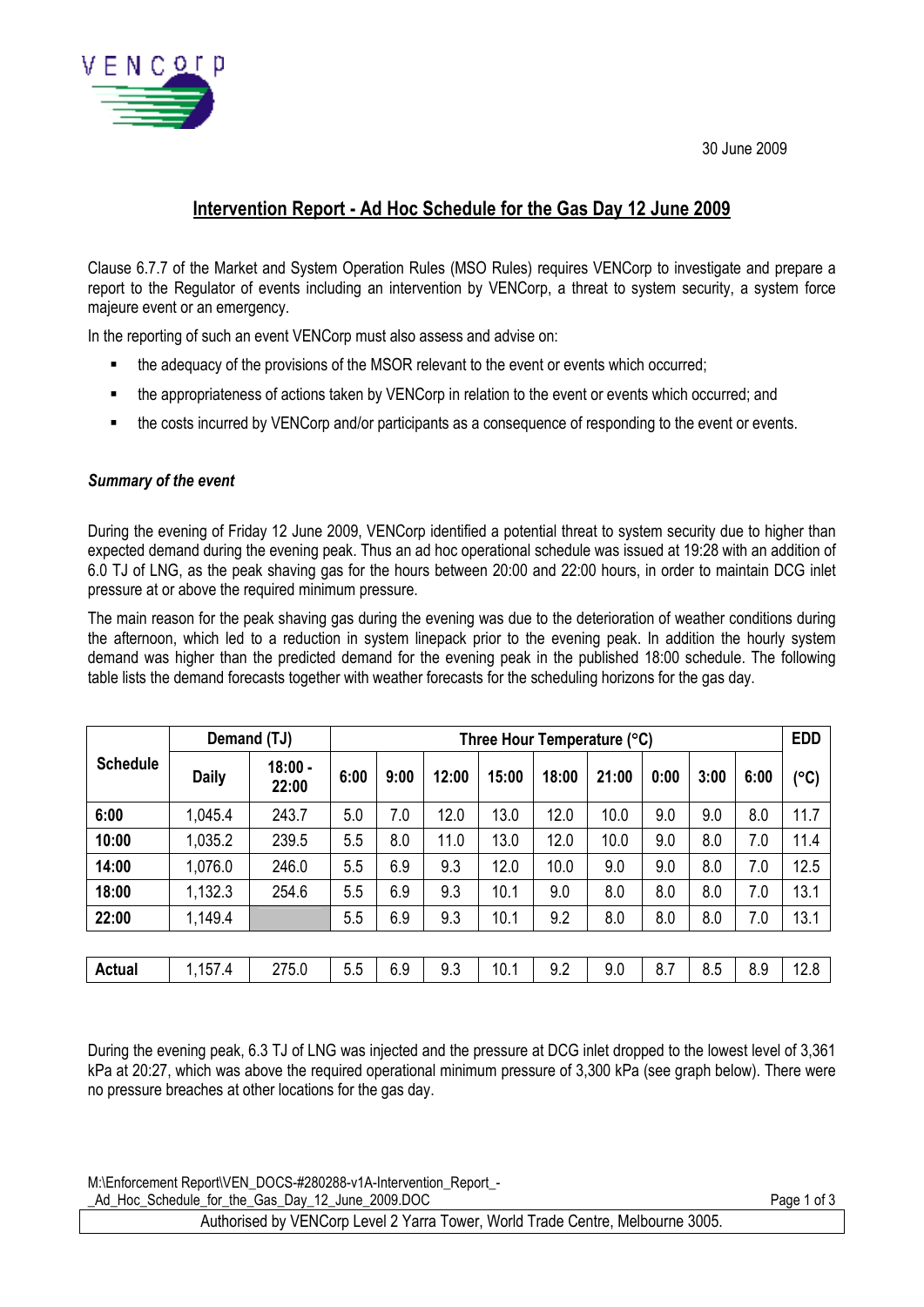30 June 2009

## Intervention Report - Ad Hoc Schedule for the Gas Day 12 June 2009

Clause 6.7.7 of the Market and System Operation Rules (MSO Rules) requires VENCorp to investigate and prepare a report to the Regulator of events including an intervention by VENCorp, a threat to system security, a system force majeure event or an emergency.

In the reporting of such an event VENCorp must also assess and advise on:

- the adequacy of the provisions of the MSOR relevant to the event or events which occurred;
- the appropriateness of actions taken by VENCorp in relation to the event or events which occurred; and
- the costs incurred by VENCorp and/or participants as a consequence of responding to the event or events.

### *Summary of the event*

During the evening of Friday 12 June 2009, VENCorp identified a potential threat to system security due to higher than expected demand during the evening peak. Thus an ad hoc operational schedule was issued at 19:28 with an addition of 6.0 TJ of LNG, as the peak shaving gas for the hours between 20:00 and 22:00 hours, in order to maintain DCG inlet pressure at or above the required minimum pressure.

The main reason for the peak shaving gas during the evening was due to the deterioration of weather conditions during the afternoon, which led to a reduction in system linepack prior to the evening peak. In addition the hourly system demand was higher than the predicted demand for the evening peak in the published 18:00 schedule. The following table lists the demand forecasts together with weather forecasts for the scheduling horizons for the gas day.

| Schedule | Demand (TJ) | | Three Hour Temperature (°C) | | | | | | | | | EDD |
|---|---|---|---|---|---|---|---|---|---|---|---|---|
| | Daily | 18:00 - 22:00 | 6:00 | 9:00 | 12:00 | 15:00 | 18:00 | 21:00 | 0:00 | 3:00 | 6:00 | (°C) |
| **6:00** | 1,045.4 | 243.7 | 5.0 | 7.0 | 12.0 | 13.0 | 12.0 | 10.0 | 9.0 | 9.0 | 8.0 | 11.7 |
| **10:00** | 1,035.2 | 239.5 | 5.5 | 8.0 | 11.0 | 13.0 | 12.0 | 10.0 | 9.0 | 8.0 | 7.0 | 11.4 |
| **14:00** | 1,076.0 | 246.0 | 5.5 | 6.9 | 9.3 | 12.0 | 10.0 | 9.0 | 9.0 | 8.0 | 7.0 | 12.5 |
| **18:00** | 1,132.3 | 254.6 | 5.5 | 6.9 | 9.3 | 10.1 | 9.0 | 8.0 | 8.0 | 8.0 | 7.0 | 13.1 |
| **22:00** | 1,149.4 | | 5.5 | 6.9 | 9.3 | 10.1 | 9.2 | 8.0 | 8.0 | 8.0 | 7.0 | 13.1 |
| **Actual** | 1,157.4 | 275.0 | 5.5 | 6.9 | 9.3 | 10.1 | 9.2 | 9.0 | 8.7 | 8.5 | 8.9 | 12.8 |

During the evening peak, 6.3 TJ of LNG was injected and the pressure at DCG inlet dropped to the lowest level of 3,361 kPa at 20:27, which was above the required operational minimum pressure of 3,300 kPa (see graph below). There were no pressure breaches at other locations for the gas day.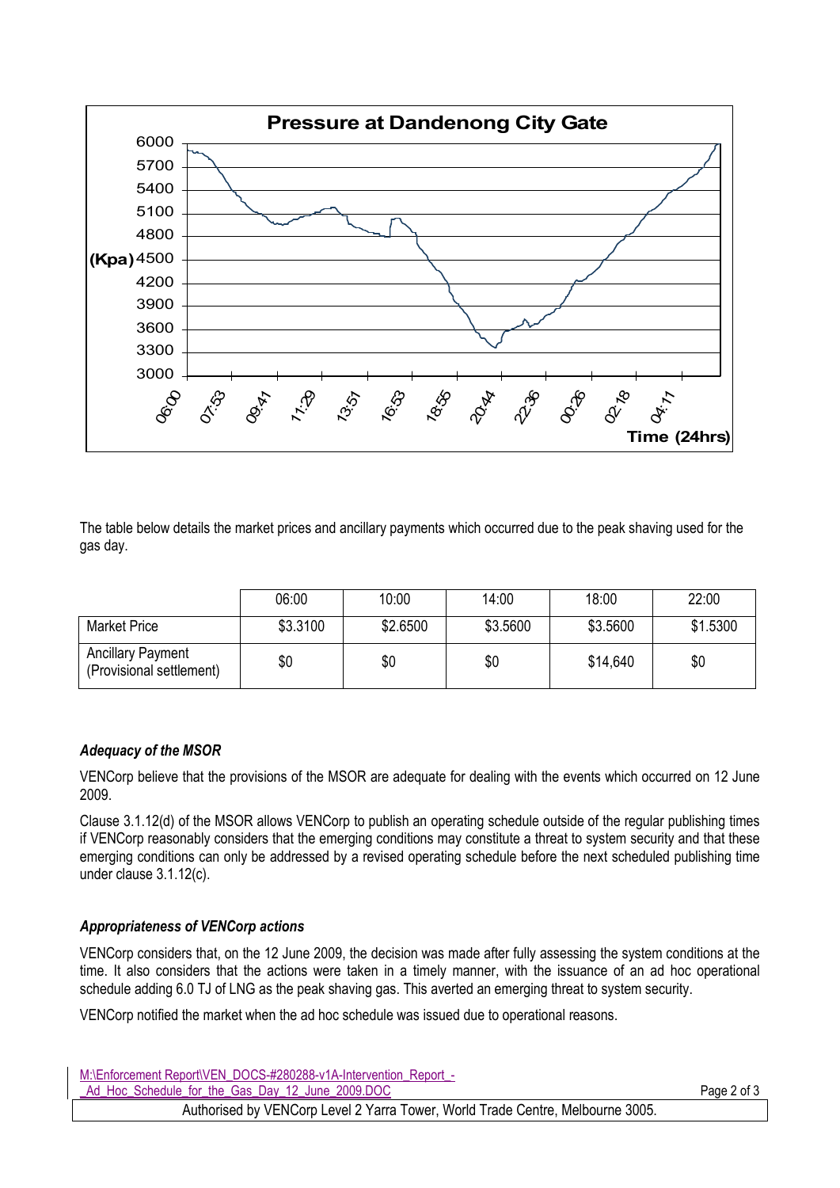The table below details the market prices and ancillary payments which occurred due to the peak shaving used for the gas day.

| | 06:00 | 10:00 | 14:00 | 18:00 | 22:00 |
|---|---|---|---|---|---|
| Market Price | $3.3100 | $2.6500 | $3.5600 | $3.5600 | $1.5300 |
| Ancillary Payment (Provisional settlement) | $0 | $0 | $0 | $14,640 | $0 |

### *Adequacy of the MSOR*

VENCorp believe that the provisions of the MSOR are adequate for dealing with the events which occurred on 12 June 2009.

Clause 3.1.12(d) of the MSOR allows VENCorp to publish an operating schedule outside of the regular publishing times if VENCorp reasonably considers that the emerging conditions may constitute a threat to system security and that these emerging conditions can only be addressed by a revised operating schedule before the next scheduled publishing time under clause 3.1.12(c).

### *Appropriateness of VENCorp actions*

VENCorp considers that, on the 12 June 2009, the decision was made after fully assessing the system conditions at the time. It also considers that the actions were taken in a timely manner, with the issuance of an ad hoc operational schedule adding 6.0 TJ of LNG as the peak shaving gas. This averted an emerging threat to system security.

VENCorp notified the market when the ad hoc schedule was issued due to operational reasons.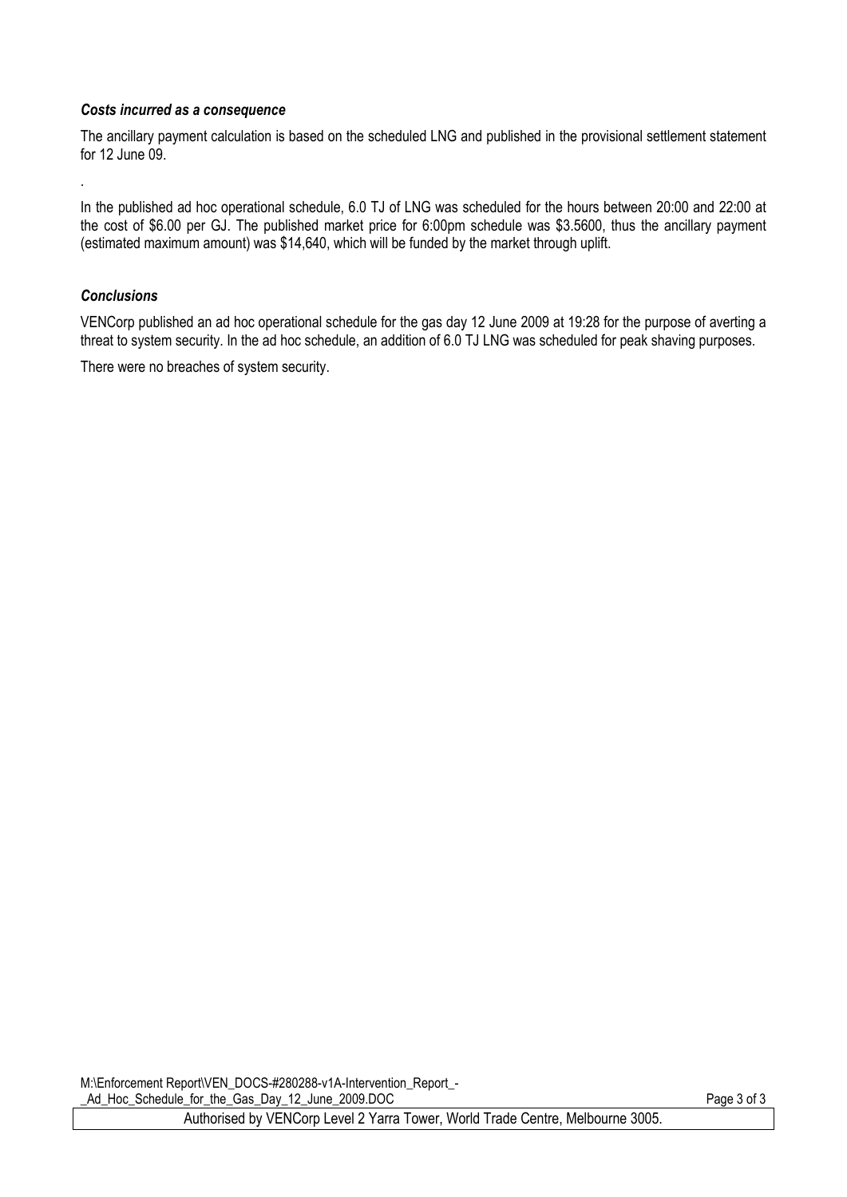### *Costs incurred as a consequence*

The ancillary payment calculation is based on the scheduled LNG and published in the provisional settlement statement for 12 June 09.

.

In the published ad hoc operational schedule, 6.0 TJ of LNG was scheduled for the hours between 20:00 and 22:00 at the cost of $6.00 per GJ. The published market price for 6:00pm schedule was $3.5600, thus the ancillary payment (estimated maximum amount) was $14,640, which will be funded by the market through uplift.

### *Conclusions*

VENCorp published an ad hoc operational schedule for the gas day 12 June 2009 at 19:28 for the purpose of averting a threat to system security. In the ad hoc schedule, an addition of 6.0 TJ LNG was scheduled for peak shaving purposes.

There were no breaches of system security.